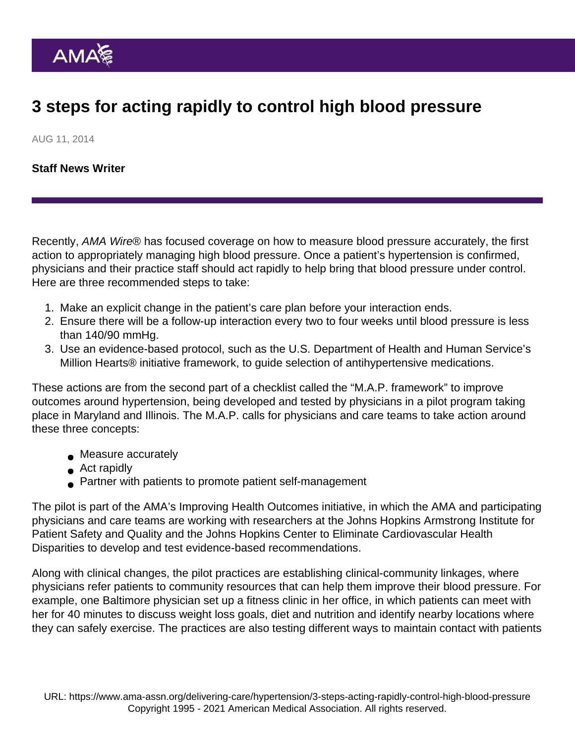# 3 steps for acting rapidly to control high blood pressure

AUG 11, 2014

**Staff News Writer**

Recently, *AMA Wire®* has focused coverage on how to measure blood pressure accurately, the first action to appropriately managing high blood pressure. Once a patient's hypertension is confirmed, physicians and their practice staff should act rapidly to help bring that blood pressure under control. Here are three recommended steps to take:

1. Make an explicit change in the patient's care plan before your interaction ends.
2. Ensure there will be a follow-up interaction every two to four weeks until blood pressure is less than 140/90 mmHg.
3. Use an evidence-based protocol, such as the U.S. Department of Health and Human Service's Million Hearts® initiative framework, to guide selection of antihypertensive medications.

These actions are from the second part of a checklist called the "M.A.P. framework" to improve outcomes around hypertension, being developed and tested by physicians in a pilot program taking place in Maryland and Illinois. The M.A.P. calls for physicians and care teams to take action around these three concepts:

- Measure accurately
- Act rapidly
- Partner with patients to promote patient self-management

The pilot is part of the AMA's Improving Health Outcomes initiative, in which the AMA and participating physicians and care teams are working with researchers at the Johns Hopkins Armstrong Institute for Patient Safety and Quality and the Johns Hopkins Center to Eliminate Cardiovascular Health Disparities to develop and test evidence-based recommendations.

Along with clinical changes, the pilot practices are establishing clinical-community linkages, where physicians refer patients to community resources that can help them improve their blood pressure. For example, one Baltimore physician set up a fitness clinic in her office, in which patients can meet with her for 40 minutes to discuss weight loss goals, diet and nutrition and identify nearby locations where they can safely exercise. The practices are also testing different ways to maintain contact with patients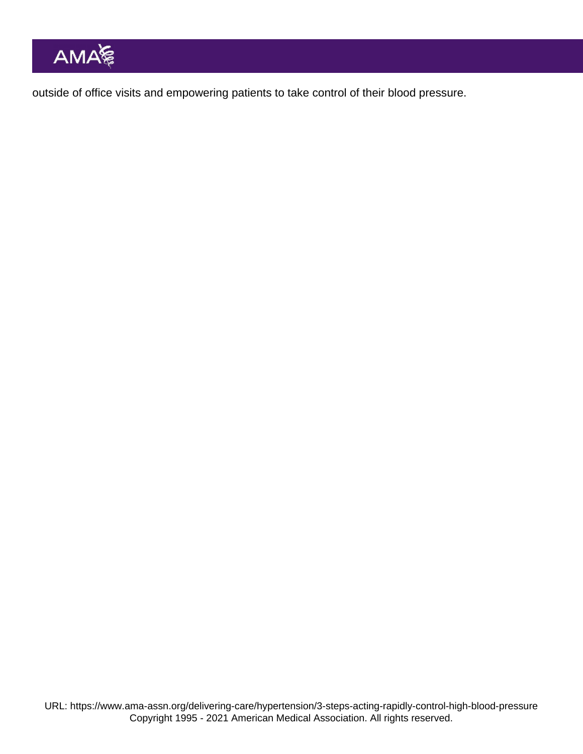outside of office visits and empowering patients to take control of their blood pressure.